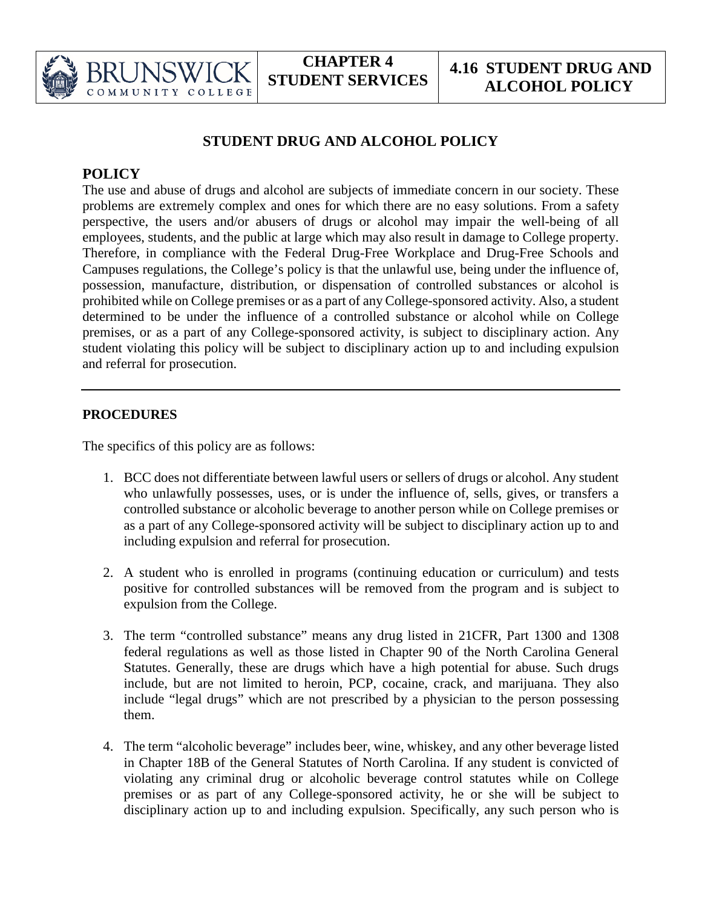# STUDENT DRUG AND ALCOHOL POLICY

## POLICY

The use and abuse of drugs and alcohol are subjects of immediate concern in our society. These problems are extremely complex and ones for which there are no easy solutions. From a safety perspective, the users and/or abusers of drugs or alcohol may impair the well-being of all employees, students, and the public at large which may also result in damage to College property. Therefore, in compliance with the Federal Drug-Free Workplace and Drug-Free Schools and Campuses regulations, the College's policy is that the unlawful use, being under the influence of, possession, manufacture, distribution, or dispensation of controlled substances or alcohol is prohibited while on College premises or as a part of any College-sponsored activity. Also, a student determined to be under the influence of a controlled substance or alcohol while on College premises, or as a part of any College-sponsored activity, is subject to disciplinary action. Any student violating this policy will be subject to disciplinary action up to and including expulsion and referral for prosecution.

---

### PROCEDURES

The specifics of this policy are as follows:

1. BCC does not differentiate between lawful users or sellers of drugs or alcohol. Any student who unlawfully possesses, uses, or is under the influence of, sells, gives, or transfers a controlled substance or alcoholic beverage to another person while on College premises or as a part of any College-sponsored activity will be subject to disciplinary action up to and including expulsion and referral for prosecution.

2. A student who is enrolled in programs (continuing education or curriculum) and tests positive for controlled substances will be removed from the program and is subject to expulsion from the College.

3. The term "controlled substance" means any drug listed in 21CFR, Part 1300 and 1308 federal regulations as well as those listed in Chapter 90 of the North Carolina General Statutes. Generally, these are drugs which have a high potential for abuse. Such drugs include, but are not limited to heroin, PCP, cocaine, crack, and marijuana. They also include "legal drugs" which are not prescribed by a physician to the person possessing them.

4. The term "alcoholic beverage" includes beer, wine, whiskey, and any other beverage listed in Chapter 18B of the General Statutes of North Carolina. If any student is convicted of violating any criminal drug or alcoholic beverage control statutes while on College premises or as part of any College-sponsored activity, he or she will be subject to disciplinary action up to and including expulsion. Specifically, any such person who is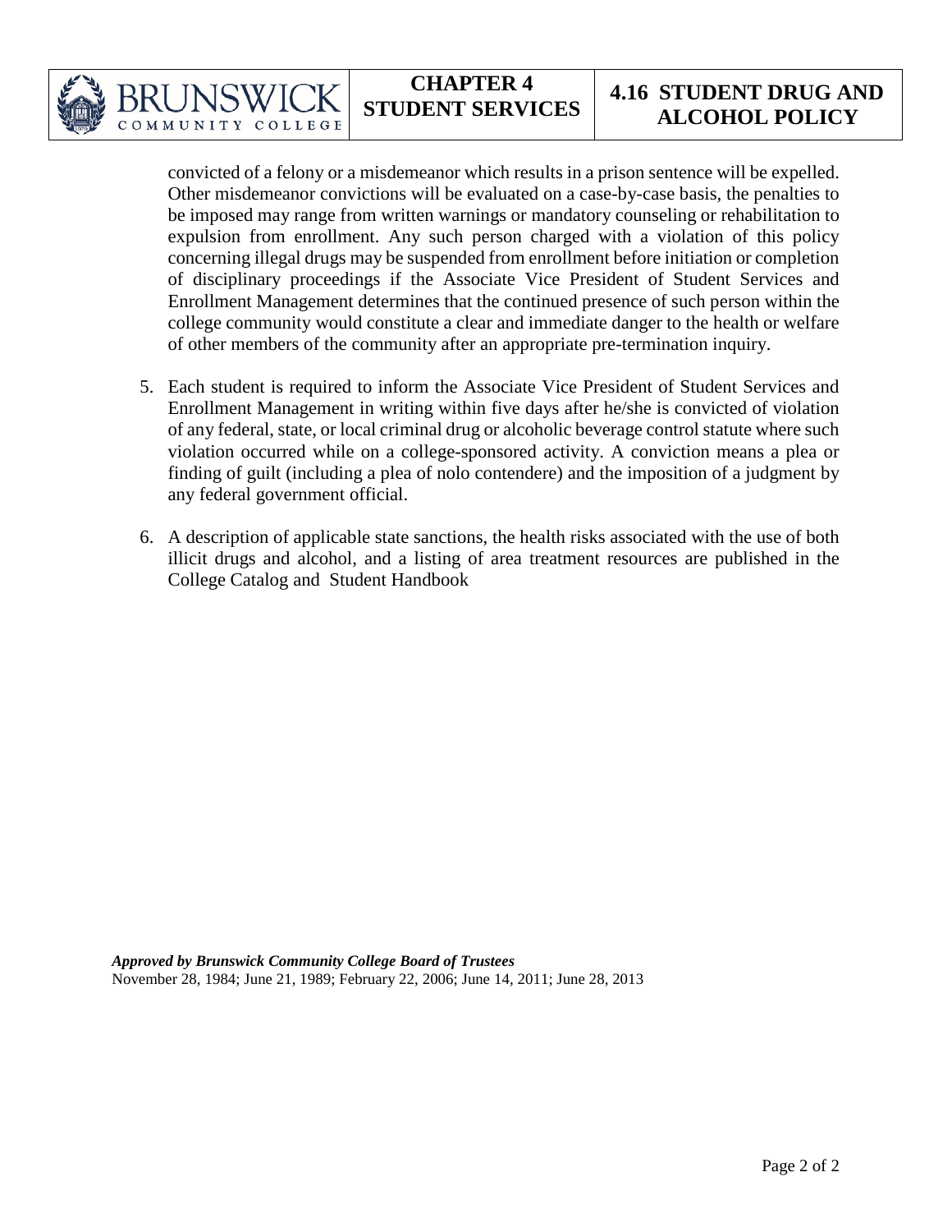convicted of a felony or a misdemeanor which results in a prison sentence will be expelled. Other misdemeanor convictions will be evaluated on a case-by-case basis, the penalties to be imposed may range from written warnings or mandatory counseling or rehabilitation to expulsion from enrollment. Any such person charged with a violation of this policy concerning illegal drugs may be suspended from enrollment before initiation or completion of disciplinary proceedings if the Associate Vice President of Student Services and Enrollment Management determines that the continued presence of such person within the college community would constitute a clear and immediate danger to the health or welfare of other members of the community after an appropriate pre-termination inquiry.

5. Each student is required to inform the Associate Vice President of Student Services and Enrollment Management in writing within five days after he/she is convicted of violation of any federal, state, or local criminal drug or alcoholic beverage control statute where such violation occurred while on a college-sponsored activity. A conviction means a plea or finding of guilt (including a plea of nolo contendere) and the imposition of a judgment by any federal government official.

6. A description of applicable state sanctions, the health risks associated with the use of both illicit drugs and alcohol, and a listing of area treatment resources are published in the College Catalog and Student Handbook

***Approved by Brunswick Community College Board of Trustees***
November 28, 1984; June 21, 1989; February 22, 2006; June 14, 2011; June 28, 2013